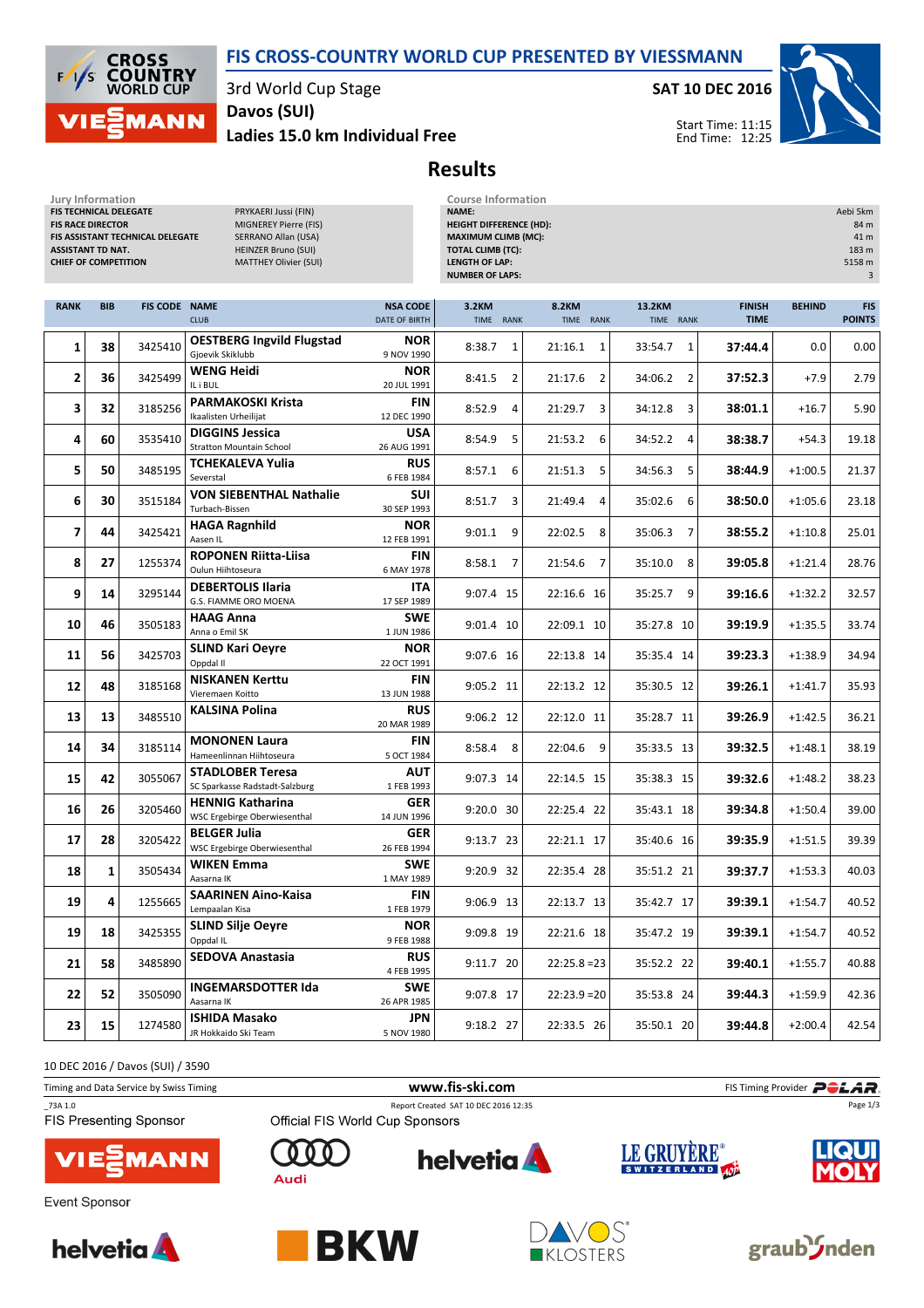# FIS CROSS-COUNTRY WORLD CUP PRESENTED BY VIESSMANN

3rd World Cup Stage

Davos (SUI)

Ladies 15.0 km Individual Free

SAT 10 DEC 2016

Start Time: 11:15
End Time: 12:25

## Results

**Jury Information**

| | |
|---|---|
| FIS TECHNICAL DELEGATE | PRYKAERI Jussi (FIN) |
| FIS RACE DIRECTOR | MIGNEREY Pierre (FIS) |
| FIS ASSISTANT TECHNICAL DELEGATE | SERRANO Allan (USA) |
| ASSISTANT TD NAT. | HEINZER Bruno (SUI) |
| CHIEF OF COMPETITION | MATTHEY Olivier (SUI) |

**Course Information**

| | |
|---|---|
| NAME: | Aebi 5km |
| HEIGHT DIFFERENCE (HD): | 84 m |
| MAXIMUM CLIMB (MC): | 41 m |
| TOTAL CLIMB (TC): | 183 m |
| LENGTH OF LAP: | 5158 m |
| NUMBER OF LAPS: | 3 |

| RANK | BIB | FIS CODE | NAME / CLUB | NSA CODE / DATE OF BIRTH | 3.2KM TIME | RANK | 8.2KM TIME | RANK | 13.2KM TIME | RANK | FINISH TIME | BEHIND | FIS POINTS |
|---|---|---|---|---|---|---|---|---|---|---|---|---|---|
| 1 | 38 | 3425410 | **OESTBERG Ingvild Flugstad** Gjoevik Skiklubb | NOR 9 NOV 1990 | 8:38.7 | 1 | 21:16.1 | 1 | 33:54.7 | 1 | **37:44.4** | 0.0 | 0.00 |
| 2 | 36 | 3425499 | **WENG Heidi** IL i BUL | NOR 20 JUL 1991 | 8:41.5 | 2 | 21:17.6 | 2 | 34:06.2 | 2 | **37:52.3** | +7.9 | 2.79 |
| 3 | 32 | 3185256 | **PARMAKOSKI Krista** Ikaalisten Urheilijat | FIN 12 DEC 1990 | 8:52.9 | 4 | 21:29.7 | 3 | 34:12.8 | 3 | **38:01.1** | +16.7 | 5.90 |
| 4 | 60 | 3535410 | **DIGGINS Jessica** Stratton Mountain School | USA 26 AUG 1991 | 8:54.9 | 5 | 21:53.2 | 6 | 34:52.2 | 4 | **38:38.7** | +54.3 | 19.18 |
| 5 | 50 | 3485195 | **TCHEKALEVA Yulia** Severstal | RUS 6 FEB 1984 | 8:57.1 | 6 | 21:51.3 | 5 | 34:56.3 | 5 | **38:44.9** | +1:00.5 | 21.37 |
| 6 | 30 | 3515184 | **VON SIEBENTHAL Nathalie** Turbach-Bissen | SUI 30 SEP 1993 | 8:51.7 | 3 | 21:49.4 | 4 | 35:02.6 | 6 | **38:50.0** | +1:05.6 | 23.18 |
| 7 | 44 | 3425421 | **HAGA Ragnhild** Aasen IL | NOR 12 FEB 1991 | 9:01.1 | 9 | 22:02.5 | 8 | 35:06.3 | 7 | **38:55.2** | +1:10.8 | 25.01 |
| 8 | 27 | 1255374 | **ROPONEN Riitta-Liisa** Oulun Hiihtoseura | FIN 6 MAY 1978 | 8:58.1 | 7 | 21:54.6 | 7 | 35:10.0 | 8 | **39:05.8** | +1:21.4 | 28.76 |
| 9 | 14 | 3295144 | **DEBERTOLIS Ilaria** G.S. FIAMME ORO MOENA | ITA 17 SEP 1989 | 9:07.4 | 15 | 22:16.6 | 16 | 35:25.7 | 9 | **39:16.6** | +1:32.2 | 32.57 |
| 10 | 46 | 3505183 | **HAAG Anna** Anna o Emil SK | SWE 1 JUN 1986 | 9:01.4 | 10 | 22:09.1 | 10 | 35:27.8 | 10 | **39:19.9** | +1:35.5 | 33.74 |
| 11 | 56 | 3425703 | **SLIND Kari Oeyre** Oppdal Il | NOR 22 OCT 1991 | 9:07.6 | 16 | 22:13.8 | 14 | 35:35.4 | 14 | **39:23.3** | +1:38.9 | 34.94 |
| 12 | 48 | 3185168 | **NISKANEN Kerttu** Vieremaen Koitto | FIN 13 JUN 1988 | 9:05.2 | 11 | 22:13.2 | 12 | 35:30.5 | 12 | **39:26.1** | +1:41.7 | 35.93 |
| 13 | 13 | 3485510 | **KALSINA Polina** | RUS 20 MAR 1989 | 9:06.2 | 12 | 22:12.0 | 11 | 35:28.7 | 11 | **39:26.9** | +1:42.5 | 36.21 |
| 14 | 34 | 3185114 | **MONONEN Laura** Hameenlinnan Hiihtoseura | FIN 5 OCT 1984 | 8:58.4 | 8 | 22:04.6 | 9 | 35:33.5 | 13 | **39:32.5** | +1:48.1 | 38.19 |
| 15 | 42 | 3055067 | **STADLOBER Teresa** SC Sparkasse Radstadt-Salzburg | AUT 1 FEB 1993 | 9:07.3 | 14 | 22:14.5 | 15 | 35:38.3 | 15 | **39:32.6** | +1:48.2 | 38.23 |
| 16 | 26 | 3205460 | **HENNIG Katharina** WSC Ergebirge Oberwiesenthal | GER 14 JUN 1996 | 9:20.0 | 30 | 22:25.4 | 22 | 35:43.1 | 18 | **39:34.8** | +1:50.4 | 39.00 |
| 17 | 28 | 3205422 | **BELGER Julia** WSC Ergebirge Oberwiesenthal | GER 26 FEB 1994 | 9:13.7 | 23 | 22:21.1 | 17 | 35:40.6 | 16 | **39:35.9** | +1:51.5 | 39.39 |
| 18 | 1 | 3505434 | **WIKEN Emma** Aasarna IK | SWE 1 MAY 1989 | 9:20.9 | 32 | 22:35.4 | 28 | 35:51.2 | 21 | **39:37.7** | +1:53.3 | 40.03 |
| 19 | 4 | 1255665 | **SAARINEN Aino-Kaisa** Lempaalan Kisa | FIN 1 FEB 1979 | 9:06.9 | 13 | 22:13.7 | 13 | 35:42.7 | 17 | **39:39.1** | +1:54.7 | 40.52 |
| 19 | 18 | 3425355 | **SLIND Silje Oeyre** Oppdal IL | NOR 9 FEB 1988 | 9:09.8 | 19 | 22:21.6 | 18 | 35:47.2 | 19 | **39:39.1** | +1:54.7 | 40.52 |
| 21 | 58 | 3485890 | **SEDOVA Anastasia** | RUS 4 FEB 1995 | 9:11.7 | 20 | 22:25.8 | =23 | 35:52.2 | 22 | **39:40.1** | +1:55.7 | 40.88 |
| 22 | 52 | 3505090 | **INGEMARSDOTTER Ida** Aasarna IK | SWE 26 APR 1985 | 9:07.8 | 17 | 22:23.9 | =20 | 35:53.8 | 24 | **39:44.3** | +1:59.9 | 42.36 |
| 23 | 15 | 1274580 | **ISHIDA Masako** JR Hokkaido Ski Team | JPN 5 NOV 1980 | 9:18.2 | 27 | 22:33.5 | 26 | 35:50.1 | 20 | **39:44.8** | +2:00.4 | 42.54 |

10 DEC 2016 / Davos (SUI) / 3590

Timing and Data Service by Swiss Timing — www.fis-ski.com — FIS Timing Provider POLAR

_73A 1.0 — Report Created SAT 10 DEC 2016 12:35

FIS Presenting Sponsor: Viessmann

Official FIS World Cup Sponsors: Audi, helvetia, Le Gruyère Switzerland, Liqui Moly

Event Sponsor: helvetia, BKW, Davos Klosters, graubünden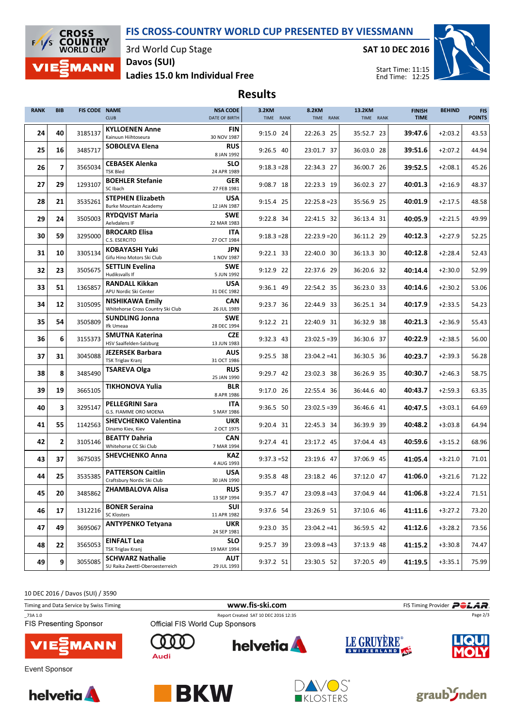# FIS CROSS-COUNTRY WORLD CUP PRESENTED BY VIESSMANN

3rd World Cup Stage
Davos (SUI)
Ladies 15.0 km Individual Free

SAT 10 DEC 2016

Start Time: 11:15
End Time: 12:25

## Results

| RANK | BIB | FIS CODE | NAME<br>CLUB | NSA CODE<br>DATE OF BIRTH | 3.2KM<br>TIME RANK | 8.2KM<br>TIME RANK | 13.2KM<br>TIME RANK | FINISH TIME | BEHIND | FIS POINTS |
|---|---|---|---|---|---|---|---|---|---|---|
| 24 | 40 | 3185137 | **KYLLOENEN Anne**<br>Kainuun Hiihtoseura | **FIN**<br>30 NOV 1987 | 9:15.0 24 | 22:26.3 25 | 35:52.7 23 | **39:47.6** | +2:03.2 | 43.53 |
| 25 | 16 | 3485717 | **SOBOLEVA Elena** | **RUS**<br>8 JAN 1992 | 9:26.5 40 | 23:01.7 37 | 36:03.0 28 | **39:51.6** | +2:07.2 | 44.94 |
| 26 | 7 | 3565034 | **CEBASEK Alenka**<br>TSK Bled | **SLO**<br>24 APR 1989 | 9:18.3 =28 | 22:34.3 27 | 36:00.7 26 | **39:52.5** | +2:08.1 | 45.26 |
| 27 | 29 | 1293107 | **BOEHLER Stefanie**<br>SC Ibach | **GER**<br>27 FEB 1981 | 9:08.7 18 | 22:23.3 19 | 36:02.3 27 | **40:01.3** | +2:16.9 | 48.37 |
| 28 | 21 | 3535261 | **STEPHEN Elizabeth**<br>Burke Mountain Academy | **USA**<br>12 JAN 1987 | 9:15.4 25 | 22:25.8 =23 | 35:56.9 25 | **40:01.9** | +2:17.5 | 48.58 |
| 29 | 24 | 3505003 | **RYDQVIST Maria**<br>Aelvdalens IF | **SWE**<br>22 MAR 1983 | 9:22.8 34 | 22:41.5 32 | 36:13.4 31 | **40:05.9** | +2:21.5 | 49.99 |
| 30 | 59 | 3295000 | **BROCARD Elisa**<br>C.S. ESERCITO | **ITA**<br>27 OCT 1984 | 9:18.3 =28 | 22:23.9 =20 | 36:11.2 29 | **40:12.3** | +2:27.9 | 52.25 |
| 31 | 10 | 3305134 | **KOBAYASHI Yuki**<br>Gifu Hino Motors Ski Club | **JPN**<br>1 NOV 1987 | 9:22.1 33 | 22:40.0 30 | 36:13.3 30 | **40:12.8** | +2:28.4 | 52.43 |
| 32 | 23 | 3505675 | **SETTLIN Evelina**<br>Hudiksvalls If | **SWE**<br>5 JUN 1992 | 9:12.9 22 | 22:37.6 29 | 36:20.6 32 | **40:14.4** | +2:30.0 | 52.99 |
| 33 | 51 | 1365857 | **RANDALL Kikkan**<br>APU Nordic Ski Center | **USA**<br>31 DEC 1982 | 9:36.1 49 | 22:54.2 35 | 36:23.0 33 | **40:14.6** | +2:30.2 | 53.06 |
| 34 | 12 | 3105095 | **NISHIKAWA Emily**<br>Whitehorse Cross Country Ski Club | **CAN**<br>26 JUL 1989 | 9:23.7 36 | 22:44.9 33 | 36:25.1 34 | **40:17.9** | +2:33.5 | 54.23 |
| 35 | 54 | 3505809 | **SUNDLING Jonna**<br>Ifk Umeaa | **SWE**<br>28 DEC 1994 | 9:12.2 21 | 22:40.9 31 | 36:32.9 38 | **40:21.3** | +2:36.9 | 55.43 |
| 36 | 6 | 3155373 | **SMUTNA Katerina**<br>HSV Saalfelden-Salzburg | **CZE**<br>13 JUN 1983 | 9:32.3 43 | 23:02.5 =39 | 36:30.6 37 | **40:22.9** | +2:38.5 | 56.00 |
| 37 | 31 | 3045088 | **JEZERSEK Barbara**<br>TSK Triglav Kranj | **AUS**<br>31 OCT 1986 | 9:25.5 38 | 23:04.2 =41 | 36:30.5 36 | **40:23.7** | +2:39.3 | 56.28 |
| 38 | 8 | 3485490 | **TSAREVA Olga** | **RUS**<br>25 JAN 1990 | 9:29.7 42 | 23:02.3 38 | 36:26.9 35 | **40:30.7** | +2:46.3 | 58.75 |
| 39 | 19 | 3665105 | **TIKHONOVA Yulia** | **BLR**<br>8 APR 1986 | 9:17.0 26 | 22:55.4 36 | 36:44.6 40 | **40:43.7** | +2:59.3 | 63.35 |
| 40 | 3 | 3295147 | **PELLEGRINI Sara**<br>G.S. FIAMME ORO MOENA | **ITA**<br>5 MAY 1986 | 9:36.5 50 | 23:02.5 =39 | 36:46.6 41 | **40:47.5** | +3:03.1 | 64.69 |
| 41 | 55 | 1142563 | **SHEVCHENKO Valentina**<br>Dinamo Kiev, Kiev | **UKR**<br>2 OCT 1975 | 9:20.4 31 | 22:45.3 34 | 36:39.9 39 | **40:48.2** | +3:03.8 | 64.94 |
| 42 | 2 | 3105146 | **BEATTY Dahria**<br>Whitehorse CC Ski Club | **CAN**<br>7 MAR 1994 | 9:27.4 41 | 23:17.2 45 | 37:04.4 43 | **40:59.6** | +3:15.2 | 68.96 |
| 43 | 37 | 3675035 | **SHEVCHENKO Anna** | **KAZ**<br>4 AUG 1993 | 9:37.3 =52 | 23:19.6 47 | 37:06.9 45 | **41:05.4** | +3:21.0 | 71.01 |
| 44 | 25 | 3535385 | **PATTERSON Caitlin**<br>Craftsbury Nordic Ski Club | **USA**<br>30 JAN 1990 | 9:35.8 48 | 23:18.2 46 | 37:12.0 47 | **41:06.0** | +3:21.6 | 71.22 |
| 45 | 20 | 3485862 | **ZHAMBALOVA Alisa** | **RUS**<br>13 SEP 1994 | 9:35.7 47 | 23:09.8 =43 | 37:04.9 44 | **41:06.8** | +3:22.4 | 71.51 |
| 46 | 17 | 1312216 | **BONER Seraina**<br>SC Klosters | **SUI**<br>11 APR 1982 | 9:37.6 54 | 23:26.9 51 | 37:10.6 46 | **41:11.6** | +3:27.2 | 73.20 |
| 47 | 49 | 3695067 | **ANTYPENKO Tetyana** | **UKR**<br>24 SEP 1981 | 9:23.0 35 | 23:04.2 =41 | 36:59.5 42 | **41:12.6** | +3:28.2 | 73.56 |
| 48 | 22 | 3565053 | **EINFALT Lea**<br>TSK Triglav Kranj | **SLO**<br>19 MAY 1994 | 9:25.7 39 | 23:09.8 =43 | 37:13.9 48 | **41:15.2** | +3:30.8 | 74.47 |
| 49 | 9 | 3055085 | **SCHWARZ Nathalie**<br>SU Raika Zwettl-Oberoesterreich | **AUT**<br>29 JUL 1993 | 9:37.2 51 | 23:30.5 52 | 37:20.5 49 | **41:19.5** | +3:35.1 | 75.99 |

10 DEC 2016 / Davos (SUI) / 3590

Timing and Data Service by Swiss Timing — www.fis-ski.com — FIS Timing Provider POLAR

_73A 1.0 — Report Created SAT 10 DEC 2016 12:35

FIS Presenting Sponsor — Official FIS World Cup Sponsors

Event Sponsor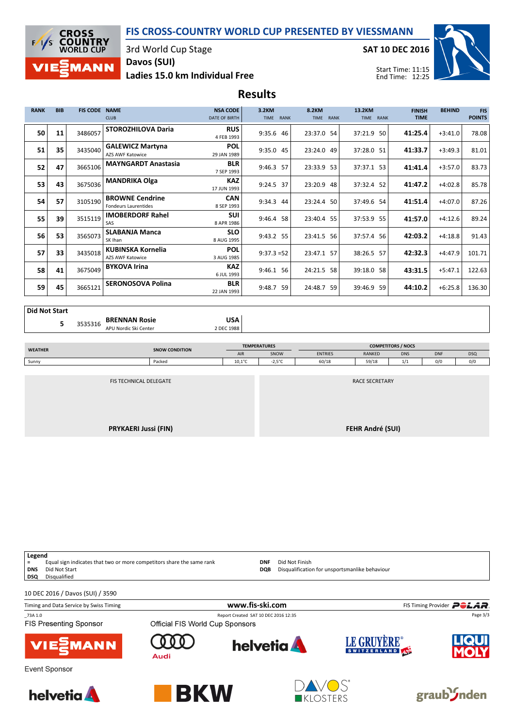# FIS CROSS-COUNTRY WORLD CUP PRESENTED BY VIESSMANN

3rd World Cup Stage
Davos (SUI)
**Ladies 15.0 km Individual Free**

**SAT 10 DEC 2016**
Start Time: 11:15
End Time: 12:25

## Results

| RANK | BIB | FIS CODE | NAME / CLUB | NSA CODE / DATE OF BIRTH | 3.2KM TIME | RANK | 8.2KM TIME | RANK | 13.2KM TIME | RANK | FINISH TIME | BEHIND | FIS POINTS |
|---|---|---|---|---|---|---|---|---|---|---|---|---|---|
| 50 | 11 | 3486057 | **STOROZHILOVA Daria** | RUS 4 FEB 1993 | 9:35.6 | 46 | 23:37.0 | 54 | 37:21.9 | 50 | 41:25.4 | +3:41.0 | 78.08 |
| 51 | 35 | 3435040 | **GALEWICZ Martyna** AZS AWF Katowice | POL 29 JAN 1989 | 9:35.0 | 45 | 23:24.0 | 49 | 37:28.0 | 51 | 41:33.7 | +3:49.3 | 81.01 |
| 52 | 47 | 3665106 | **MAYNGARDT Anastasia** | BLR 7 SEP 1993 | 9:46.3 | 57 | 23:33.9 | 53 | 37:37.1 | 53 | 41:41.4 | +3:57.0 | 83.73 |
| 53 | 43 | 3675036 | **MANDRIKA Olga** | KAZ 17 JUN 1993 | 9:24.5 | 37 | 23:20.9 | 48 | 37:32.4 | 52 | 41:47.2 | +4:02.8 | 85.78 |
| 54 | 57 | 3105190 | **BROWNE Cendrine** Fondeurs Laurentides | CAN 8 SEP 1993 | 9:34.3 | 44 | 23:24.4 | 50 | 37:49.6 | 54 | 41:51.4 | +4:07.0 | 87.26 |
| 55 | 39 | 3515119 | **IMOBERDORF Rahel** SAS | SUI 8 APR 1986 | 9:46.4 | 58 | 23:40.4 | 55 | 37:53.9 | 55 | 41:57.0 | +4:12.6 | 89.24 |
| 56 | 53 | 3565073 | **SLABANJA Manca** SK Ihan | SLO 8 AUG 1995 | 9:43.2 | 55 | 23:41.5 | 56 | 37:57.4 | 56 | 42:03.2 | +4:18.8 | 91.43 |
| 57 | 33 | 3435018 | **KUBINSKA Kornelia** AZS AWF Katowice | POL 3 AUG 1985 | 9:37.3 | =52 | 23:47.1 | 57 | 38:26.5 | 57 | 42:32.3 | +4:47.9 | 101.71 |
| 58 | 41 | 3675049 | **BYKOVA Irina** | KAZ 6 JUL 1993 | 9:46.1 | 56 | 24:21.5 | 58 | 39:18.0 | 58 | 43:31.5 | +5:47.1 | 122.63 |
| 59 | 45 | 3665121 | **SERONOSOVA Polina** | BLR 22 JAN 1993 | 9:48.7 | 59 | 24:48.7 | 59 | 39:46.9 | 59 | 44:10.2 | +6:25.8 | 136.30 |

**Did Not Start**

| BIB | FIS CODE | NAME / CLUB | NSA CODE / DATE OF BIRTH |
|---|---|---|---|
| 5 | 3535316 | **BRENNAN Rosie** APU Nordic Ski Center | USA 2 DEC 1988 |

| WEATHER | SNOW CONDITION | TEMPERATURES | | COMPETITORS / NOCS | | | | |
|---|---|---|---|---|---|---|---|---|
| | | AIR | SNOW | ENTRIES | RANKED | DNS | DNF | DSQ |
| Sunny | Packed | 10,1°C | -2,5°C | 60/18 | 59/18 | 1/1 | 0/0 | 0/0 |

| FIS TECHNICAL DELEGATE | RACE SECRETARY |
|---|---|
| **PRYKAERI Jussi (FIN)** | **FEHR André (SUI)** |

**Legend**
- = Equal sign indicates that two or more competitors share the same rank
- DNS Did Not Start
- DSQ Disqualified
- DNF Did Not Finish
- DQB Disqualification for unsportsmanlike behaviour

10 DEC 2016 / Davos (SUI) / 3590

Timing and Data Service by Swiss Timing — www.fis-ski.com — FIS Timing Provider POLAR

_73A 1.0 — Report Created SAT 10 DEC 2016 12:35

FIS Presenting Sponsor: VIESSMANN

Official FIS World Cup Sponsors: Audi, helvetia, LE GRUYÈRE SWITZERLAND AOP, LIQUI MOLY

Event Sponsor: helvetia, BKW, DAVOS KLOSTERS, graubünden